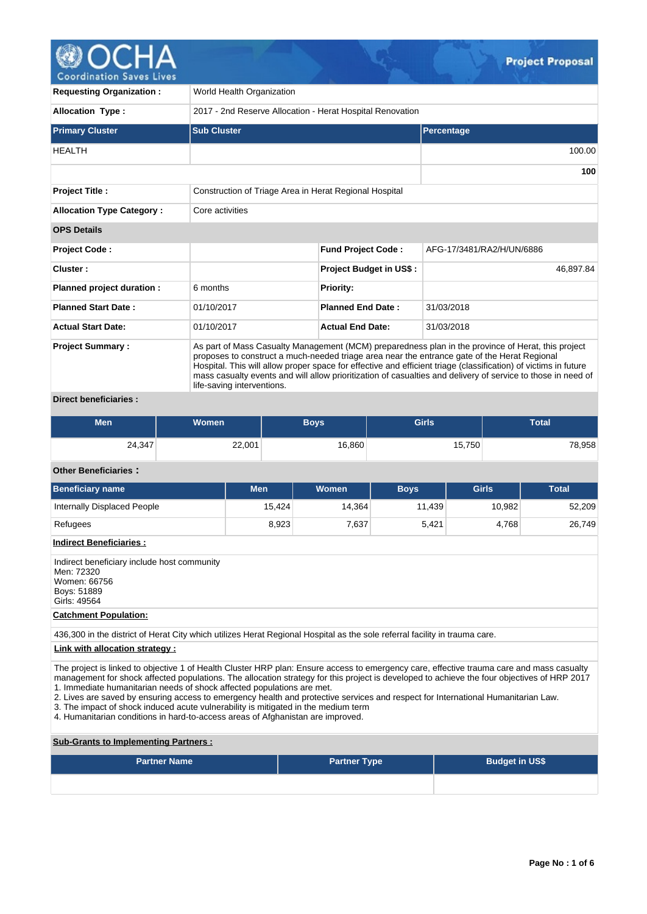# Project Proposal

| | | | |
|---|---|---|---|
| **Requesting Organization :** | World Health Organization | | |
| **Allocation Type :** | 2017 - 2nd Reserve Allocation - Herat Hospital Renovation | | |

| **Primary Cluster** | **Sub Cluster** | **Percentage** |
|---|---|---|
| HEALTH | | 100.00 |
| | | **100** |

| | | | |
|---|---|---|---|
| **Project Title :** | Construction of Triage Area in Herat Regional Hospital | | |
| **Allocation Type Category :** | Core activities | | |
| **OPS Details** | | | |
| **Project Code :** | | **Fund Project Code :** | AFG-17/3481/RA2/H/UN/6886 |
| **Cluster :** | | **Project Budget in US$ :** | 46,897.84 |
| **Planned project duration :** | 6 months | **Priority:** | |
| **Planned Start Date :** | 01/10/2017 | **Planned End Date :** | 31/03/2018 |
| **Actual Start Date:** | 01/10/2017 | **Actual End Date:** | 31/03/2018 |
| **Project Summary :** | As part of Mass Casualty Management (MCM) preparedness plan in the province of Herat, this project proposes to construct a much-needed triage area near the entrance gate of the Herat Regional Hospital. This will allow proper space for effective and efficient triage (classification) of victims in future mass casualty events and will allow prioritization of casualties and delivery of service to those in need of life-saving interventions. | | |

**Direct beneficiaries :**

| Men | Women | Boys | Girls | Total |
|---|---|---|---|---|
| 24,347 | 22,001 | 16,860 | 15,750 | 78,958 |

**Other Beneficiaries :**

| Beneficiary name | Men | Women | Boys | Girls | Total |
|---|---|---|---|---|---|
| Internally Displaced People | 15,424 | 14,364 | 11,439 | 10,982 | 52,209 |
| Refugees | 8,923 | 7,637 | 5,421 | 4,768 | 26,749 |

**Indirect Beneficiaries :**

Indirect beneficiary include host community
Men: 72320
Women: 66756
Boys: 51889
Girls: 49564

**Catchment Population:**

436,300 in the district of Herat City which utilizes Herat Regional Hospital as the sole referral facility in trauma care.

**Link with allocation strategy :**

The project is linked to objective 1 of Health Cluster HRP plan: Ensure access to emergency care, effective trauma care and mass casualty management for shock affected populations. The allocation strategy for this project is developed to achieve the four objectives of HRP 2017
1. Immediate humanitarian needs of shock affected populations are met.
2. Lives are saved by ensuring access to emergency health and protective services and respect for International Humanitarian Law.
3. The impact of shock induced acute vulnerability is mitigated in the medium term
4. Humanitarian conditions in hard-to-access areas of Afghanistan are improved.

**Sub-Grants to Implementing Partners :**

| Partner Name | Partner Type | Budget in US$ |
|---|---|---|
| | | |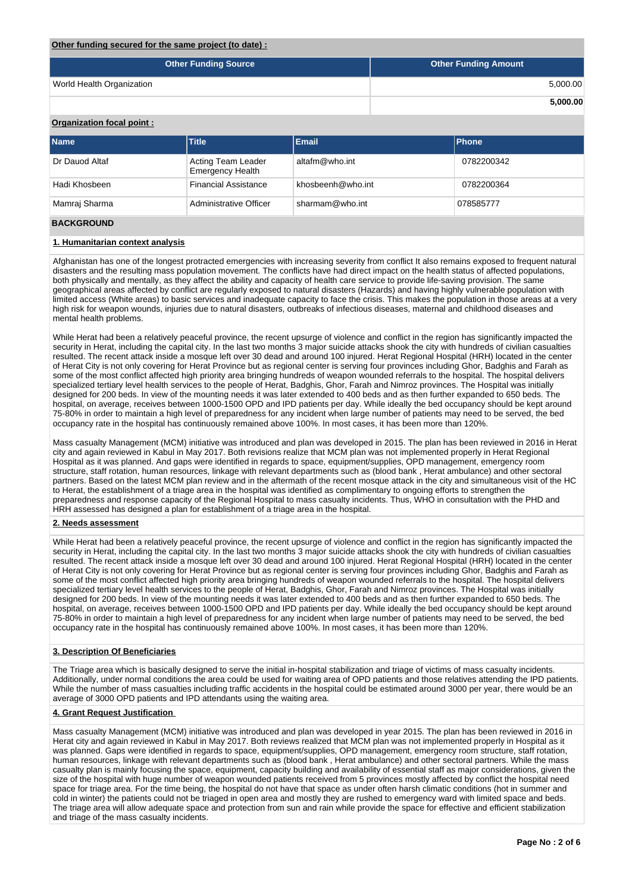**Other funding secured for the same project (to date) :**

| Other Funding Source | Other Funding Amount |
|---|---|
| World Health Organization | 5,000.00 |
| | **5,000.00** |

**Organization focal point :**

| Name | Title | Email | Phone |
|---|---|---|---|
| Dr Dauod Altaf | Acting Team Leader Emergency Health | altafm@who.int | 0782200342 |
| Hadi Khosbeen | Financial Assistance | khosbeenh@who.int | 0782200364 |
| Mamraj Sharma | Administrative Officer | sharmam@who.int | 078585777 |

## BACKGROUND

**1. Humanitarian context analysis**

Afghanistan has one of the longest protracted emergencies with increasing severity from conflict It also remains exposed to frequent natural disasters and the resulting mass population movement. The conflicts have had direct impact on the health status of affected populations, both physically and mentally, as they affect the ability and capacity of health care service to provide life-saving provision. The same geographical areas affected by conflict are regularly exposed to natural disasters (Hazards) and having highly vulnerable population with limited access (White areas) to basic services and inadequate capacity to face the crisis. This makes the population in those areas at a very high risk for weapon wounds, injuries due to natural disasters, outbreaks of infectious diseases, maternal and childhood diseases and mental health problems.

While Herat had been a relatively peaceful province, the recent upsurge of violence and conflict in the region has significantly impacted the security in Herat, including the capital city. In the last two months 3 major suicide attacks shook the city with hundreds of civilian casualties resulted. The recent attack inside a mosque left over 30 dead and around 100 injured. Herat Regional Hospital (HRH) located in the center of Herat City is not only covering for Herat Province but as regional center is serving four provinces including Ghor, Badghis and Farah as some of the most conflict affected high priority area bringing hundreds of weapon wounded referrals to the hospital. The hospital delivers specialized tertiary level health services to the people of Herat, Badghis, Ghor, Farah and Nimroz provinces. The Hospital was initially designed for 200 beds. In view of the mounting needs it was later extended to 400 beds and as then further expanded to 650 beds. The hospital, on average, receives between 1000-1500 OPD and IPD patients per day. While ideally the bed occupancy should be kept around 75-80% in order to maintain a high level of preparedness for any incident when large number of patients may need to be served, the bed occupancy rate in the hospital has continuously remained above 100%. In most cases, it has been more than 120%.

Mass casualty Management (MCM) initiative was introduced and plan was developed in 2015. The plan has been reviewed in 2016 in Herat city and again reviewed in Kabul in May 2017. Both revisions realize that MCM plan was not implemented properly in Herat Regional Hospital as it was planned. And gaps were identified in regards to space, equipment/supplies, OPD management, emergency room structure, staff rotation, human resources, linkage with relevant departments such as (blood bank , Herat ambulance) and other sectoral partners. Based on the latest MCM plan review and in the aftermath of the recent mosque attack in the city and simultaneous visit of the HC to Herat, the establishment of a triage area in the hospital was identified as complimentary to ongoing efforts to strengthen the preparedness and response capacity of the Regional Hospital to mass casualty incidents. Thus, WHO in consultation with the PHD and HRH assessed has designed a plan for establishment of a triage area in the hospital.

**2. Needs assessment**

While Herat had been a relatively peaceful province, the recent upsurge of violence and conflict in the region has significantly impacted the security in Herat, including the capital city. In the last two months 3 major suicide attacks shook the city with hundreds of civilian casualties resulted. The recent attack inside a mosque left over 30 dead and around 100 injured. Herat Regional Hospital (HRH) located in the center of Herat City is not only covering for Herat Province but as regional center is serving four provinces including Ghor, Badghis and Farah as some of the most conflict affected high priority area bringing hundreds of weapon wounded referrals to the hospital. The hospital delivers specialized tertiary level health services to the people of Herat, Badghis, Ghor, Farah and Nimroz provinces. The Hospital was initially designed for 200 beds. In view of the mounting needs it was later extended to 400 beds and as then further expanded to 650 beds. The hospital, on average, receives between 1000-1500 OPD and IPD patients per day. While ideally the bed occupancy should be kept around 75-80% in order to maintain a high level of preparedness for any incident when large number of patients may need to be served, the bed occupancy rate in the hospital has continuously remained above 100%. In most cases, it has been more than 120%.

**3. Description Of Beneficiaries**

The Triage area which is basically designed to serve the initial in-hospital stabilization and triage of victims of mass casualty incidents. Additionally, under normal conditions the area could be used for waiting area of OPD patients and those relatives attending the IPD patients. While the number of mass casualties including traffic accidents in the hospital could be estimated around 3000 per year, there would be an average of 3000 OPD patients and IPD attendants using the waiting area.

**4. Grant Request Justification**

Mass casualty Management (MCM) initiative was introduced and plan was developed in year 2015. The plan has been reviewed in 2016 in Herat city and again reviewed in Kabul in May 2017. Both reviews realized that MCM plan was not implemented properly in Hospital as it was planned. Gaps were identified in regards to space, equipment/supplies, OPD management, emergency room structure, staff rotation, human resources, linkage with relevant departments such as (blood bank , Herat ambulance) and other sectoral partners. While the mass casualty plan is mainly focusing the space, equipment, capacity building and availability of essential staff as major considerations, given the size of the hospital with huge number of weapon wounded patients received from 5 provinces mostly affected by conflict the hospital need space for triage area. For the time being, the hospital do not have that space as under often harsh climatic conditions (hot in summer and cold in winter) the patients could not be triaged in open area and mostly they are rushed to emergency ward with limited space and beds. The triage area will allow adequate space and protection from sun and rain while provide the space for effective and efficient stabilization and triage of the mass casualty incidents.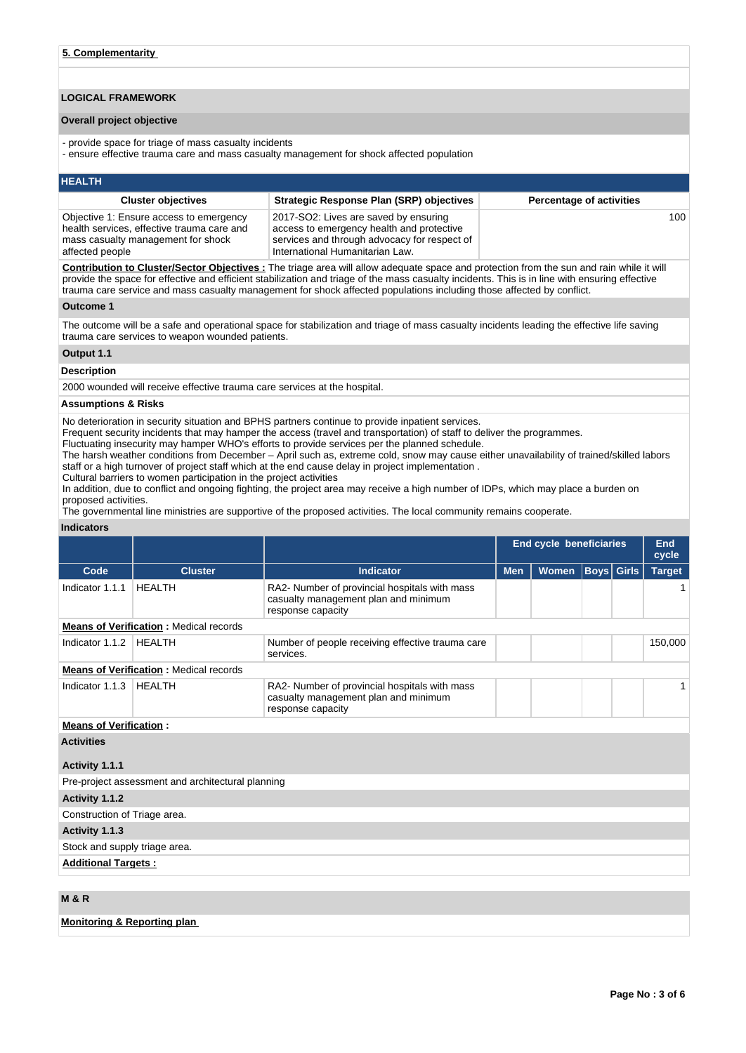**5. Complementarity**

## LOGICAL FRAMEWORK

### Overall project objective

- provide space for triage of mass casualty incidents
- ensure effective trauma care and mass casualty management for shock affected population

### HEALTH

| Cluster objectives | Strategic Response Plan (SRP) objectives | Percentage of activities |
|---|---|---|
| Objective 1: Ensure access to emergency health services, effective trauma care and mass casualty management for shock affected people | 2017-SO2: Lives are saved by ensuring access to emergency health and protective services and through advocacy for respect of International Humanitarian Law. | 100 |

**Contribution to Cluster/Sector Objectives :** The triage area will allow adequate space and protection from the sun and rain while it will provide the space for effective and efficient stabilization and triage of the mass casualty incidents. This is in line with ensuring effective trauma care service and mass casualty management for shock affected populations including those affected by conflict.

**Outcome 1**

The outcome will be a safe and operational space for stabilization and triage of mass casualty incidents leading the effective life saving trauma care services to weapon wounded patients.

**Output 1.1**

**Description**

2000 wounded will receive effective trauma care services at the hospital.

**Assumptions & Risks**

No deterioration in security situation and BPHS partners continue to provide inpatient services.
Frequent security incidents that may hamper the access (travel and transportation) of staff to deliver the programmes.
Fluctuating insecurity may hamper WHO's efforts to provide services per the planned schedule.
The harsh weather conditions from December – April such as, extreme cold, snow may cause either unavailability of trained/skilled labors staff or a high turnover of project staff which at the end cause delay in project implementation .
Cultural barriers to women participation in the project activities
In addition, due to conflict and ongoing fighting, the project area may receive a high number of IDPs, which may place a burden on proposed activities.
The governmental line ministries are supportive of the proposed activities. The local community remains cooperate.

**Indicators**

| | | | End cycle beneficiaries | | | | End cycle |
|---|---|---|---|---|---|---|---|
| Code | Cluster | Indicator | Men | Women | Boys | Girls | Target |
| Indicator 1.1.1 | HEALTH | RA2- Number of provincial hospitals with mass casualty management plan and minimum response capacity | | | | | 1 |
| **Means of Verification** : Medical records | | | | | | | |
| Indicator 1.1.2 | HEALTH | Number of people receiving effective trauma care services. | | | | | 150,000 |
| **Means of Verification** : Medical records | | | | | | | |
| Indicator 1.1.3 | HEALTH | RA2- Number of provincial hospitals with mass casualty management plan and minimum response capacity | | | | | 1 |
| **Means of Verification** : | | | | | | | |

**Activities**

**Activity 1.1.1**

Pre-project assessment and architectural planning

**Activity 1.1.2**

Construction of Triage area.

**Activity 1.1.3**

Stock and supply triage area.

**Additional Targets :**

## M & R

**Monitoring & Reporting plan**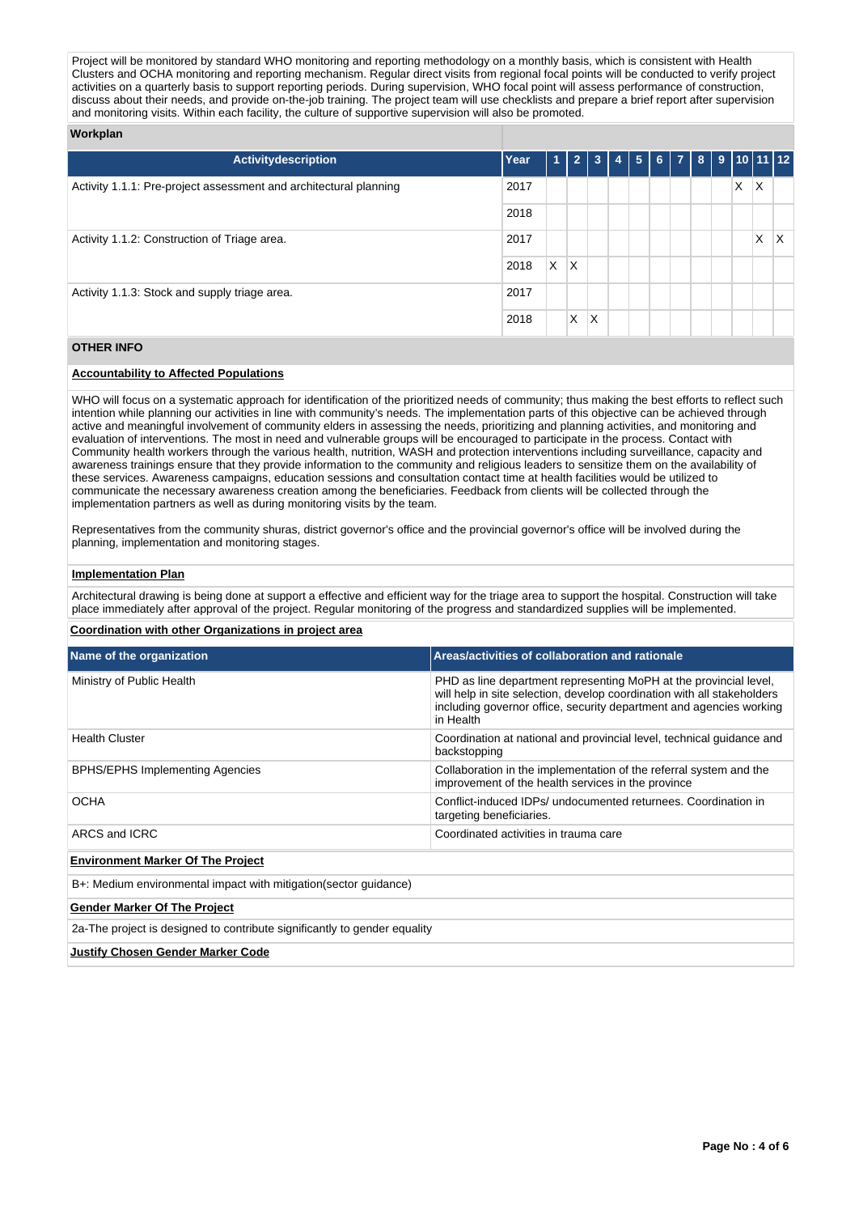Project will be monitored by standard WHO monitoring and reporting methodology on a monthly basis, which is consistent with Health Clusters and OCHA monitoring and reporting mechanism. Regular direct visits from regional focal points will be conducted to verify project activities on a quarterly basis to support reporting periods. During supervision, WHO focal point will assess performance of construction, discuss about their needs, and provide on-the-job training. The project team will use checklists and prepare a brief report after supervision and monitoring visits. Within each facility, the culture of supportive supervision will also be promoted.

**Workplan**

| Activitydescription | Year | 1 | 2 | 3 | 4 | 5 | 6 | 7 | 8 | 9 | 10 | 11 | 12 |
|---|---|---|---|---|---|---|---|---|---|---|---|---|---|
| Activity 1.1.1: Pre-project assessment and architectural planning | 2017 | | | | | | | | | | X | X | |
| | 2018 | | | | | | | | | | | | |
| Activity 1.1.2: Construction of Triage area. | 2017 | | | | | | | | | | | X | X |
| | 2018 | X | X | | | | | | | | | | |
| Activity 1.1.3: Stock and supply triage area. | 2017 | | | | | | | | | | | | |
| | 2018 | | X | X | | | | | | | | | |

## OTHER INFO

**Accountability to Affected Populations**

WHO will focus on a systematic approach for identification of the prioritized needs of community; thus making the best efforts to reflect such intention while planning our activities in line with community's needs. The implementation parts of this objective can be achieved through active and meaningful involvement of community elders in assessing the needs, prioritizing and planning activities, and monitoring and evaluation of interventions. The most in need and vulnerable groups will be encouraged to participate in the process. Contact with Community health workers through the various health, nutrition, WASH and protection interventions including surveillance, capacity and awareness trainings ensure that they provide information to the community and religious leaders to sensitize them on the availability of these services. Awareness campaigns, education sessions and consultation contact time at health facilities would be utilized to communicate the necessary awareness creation among the beneficiaries. Feedback from clients will be collected through the implementation partners as well as during monitoring visits by the team.

Representatives from the community shuras, district governor's office and the provincial governor's office will be involved during the planning, implementation and monitoring stages.

**Implementation Plan**

Architectural drawing is being done at support a effective and efficient way for the triage area to support the hospital. Construction will take place immediately after approval of the project. Regular monitoring of the progress and standardized supplies will be implemented.

**Coordination with other Organizations in project area**

| Name of the organization | Areas/activities of collaboration and rationale |
|---|---|
| Ministry of Public Health | PHD as line department representing MoPH at the provincial level, will help in site selection, develop coordination with all stakeholders including governor office, security department and agencies working in Health |
| Health Cluster | Coordination at national and provincial level, technical guidance and backstopping |
| BPHS/EPHS Implementing Agencies | Collaboration in the implementation of the referral system and the improvement of the health services in the province |
| OCHA | Conflict-induced IDPs/ undocumented returnees. Coordination in targeting beneficiaries. |
| ARCS and ICRC | Coordinated activities in trauma care |

**Environment Marker Of The Project**

B+: Medium environmental impact with mitigation(sector guidance)

**Gender Marker Of The Project**

2a-The project is designed to contribute significantly to gender equality

**Justify Chosen Gender Marker Code**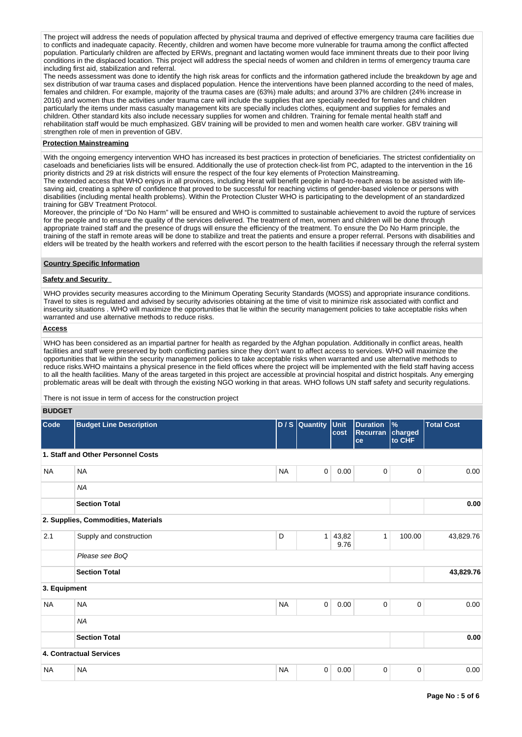The project will address the needs of population affected by physical trauma and deprived of effective emergency trauma care facilities due to conflicts and inadequate capacity. Recently, children and women have become more vulnerable for trauma among the conflict affected population. Particularly children are affected by ERWs, pregnant and lactating women would face imminent threats due to their poor living conditions in the displaced location. This project will address the special needs of women and children in terms of emergency trauma care including first aid, stabilization and referral.
The needs assessment was done to identify the high risk areas for conflicts and the information gathered include the breakdown by age and sex distribution of war trauma cases and displaced population. Hence the interventions have been planned according to the need of males, females and children. For example, majority of the trauma cases are (63%) male adults; and around 37% are children (24% increase in 2016) and women thus the activities under trauma care will include the supplies that are specially needed for females and children particularly the items under mass casualty management kits are specially includes clothes, equipment and supplies for females and children. Other standard kits also include necessary supplies for women and children. Training for female mental health staff and rehabilitation staff would be much emphasized. GBV training will be provided to men and women health care worker. GBV training will strengthen role of men in prevention of GBV.

**Protection Mainstreaming**

With the ongoing emergency intervention WHO has increased its best practices in protection of beneficiaries. The strictest confidentiality on caseloads and beneficiaries lists will be ensured. Additionally the use of protection check-list from PC, adapted to the intervention in the 16 priority districts and 29 at risk districts will ensure the respect of the four key elements of Protection Mainstreaming.
The extended access that WHO enjoys in all provinces, including Herat will benefit people in hard-to-reach areas to be assisted with life-saving aid, creating a sphere of confidence that proved to be successful for reaching victims of gender-based violence or persons with disabilities (including mental health problems). Within the Protection Cluster WHO is participating to the development of an standardized training for GBV Treatment Protocol.
Moreover, the principle of "Do No Harm" will be ensured and WHO is committed to sustainable achievement to avoid the rupture of services for the people and to ensure the quality of the services delivered. The treatment of men, women and children will be done through appropriate trained staff and the presence of drugs will ensure the efficiency of the treatment. To ensure the Do No Harm principle, the training of the staff in remote areas will be done to stabilize and treat the patients and ensure a proper referral. Persons with disabilities and elders will be treated by the health workers and referred with the escort person to the health facilities if necessary through the referral system

**Country Specific Information**

**Safety and Security**

WHO provides security measures according to the Minimum Operating Security Standards (MOSS) and appropriate insurance conditions. Travel to sites is regulated and advised by security advisories obtaining at the time of visit to minimize risk associated with conflict and insecurity situations . WHO will maximize the opportunities that lie within the security management policies to take acceptable risks when warranted and use alternative methods to reduce risks.

**Access**

WHO has been considered as an impartial partner for health as regarded by the Afghan population. Additionally in conflict areas, health facilities and staff were preserved by both conflicting parties since they don't want to affect access to services. WHO will maximize the opportunities that lie within the security management policies to take acceptable risks when warranted and use alternative methods to reduce risks.WHO maintains a physical presence in the field offices where the project will be implemented with the field staff having access to all the health facilities. Many of the areas targeted in this project are accessible at provincial hospital and district hospitals. Any emerging problematic areas will be dealt with through the existing NGO working in that areas. WHO follows UN staff safety and security regulations.

There is not issue in term of access for the construction project

**BUDGET**

| Code | Budget Line Description | D / S | Quantity | Unit cost | Duration Recurrance | % charged to CHF | Total Cost |
|---|---|---|---|---|---|---|---|
| **1. Staff and Other Personnel Costs** | | | | | | | |
| NA | NA | NA | 0 | 0.00 | 0 | 0 | 0.00 |
| | *NA* | | | | | | |
| | **Section Total** | | | | | | **0.00** |
| **2. Supplies, Commodities, Materials** | | | | | | | |
| 2.1 | Supply and construction | D | 1 | 43,829.76 | 1 | 100.00 | 43,829.76 |
| | *Please see BoQ* | | | | | | |
| | **Section Total** | | | | | | **43,829.76** |
| **3. Equipment** | | | | | | | |
| NA | NA | NA | 0 | 0.00 | 0 | 0 | 0.00 |
| | *NA* | | | | | | |
| | **Section Total** | | | | | | **0.00** |
| **4. Contractual Services** | | | | | | | |
| NA | NA | NA | 0 | 0.00 | 0 | 0 | 0.00 |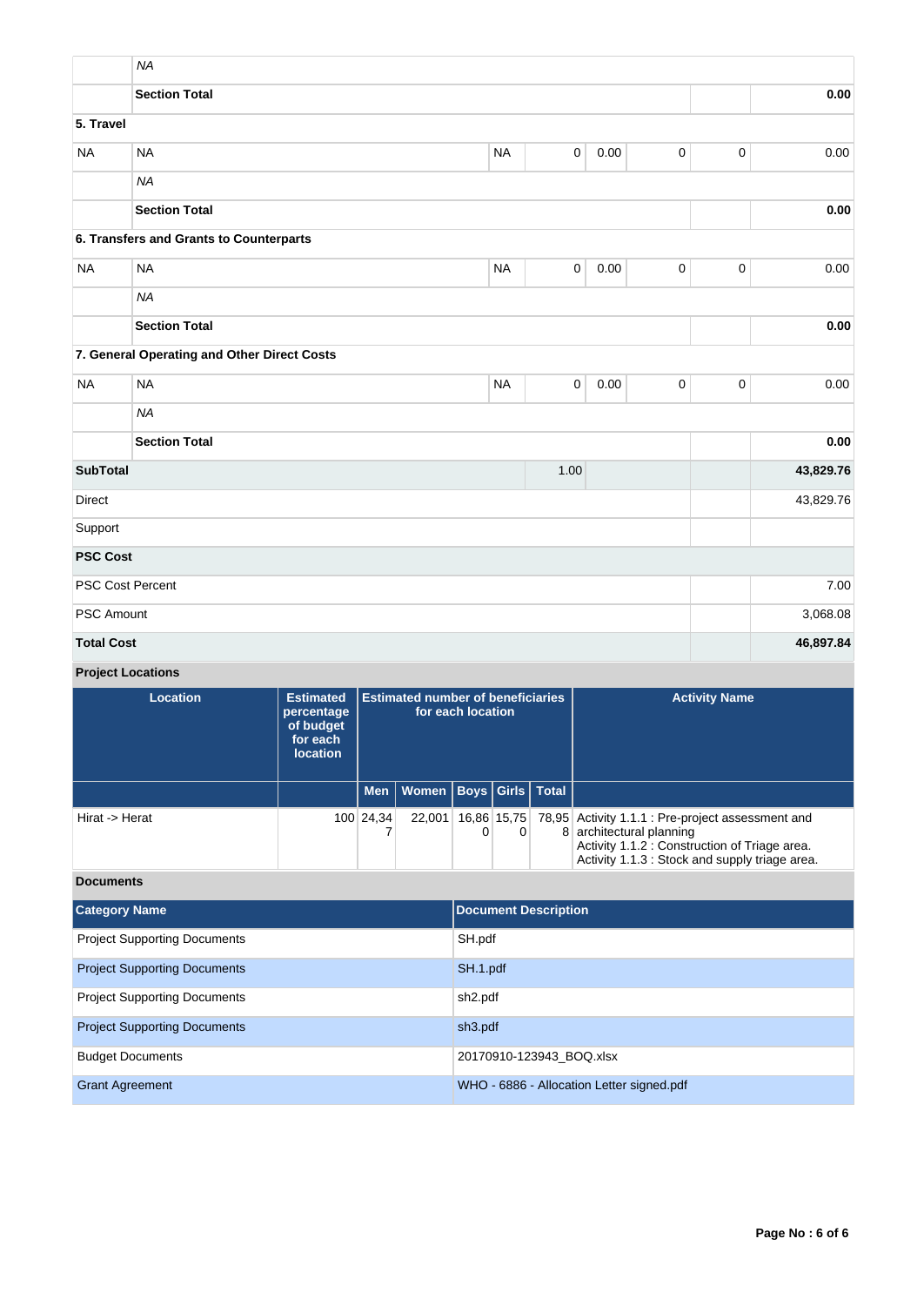| | | | | | | | |
|---|---|---|---|---|---|---|---|
| | *NA* | | | | | | |
| | **Section Total** | | | | | | **0.00** |
| **5. Travel** | | | | | | | |
| NA | NA | NA | 0 | 0.00 | 0 | 0 | 0.00 |
| | *NA* | | | | | | |
| | **Section Total** | | | | | | **0.00** |
| **6. Transfers and Grants to Counterparts** | | | | | | | |
| NA | NA | NA | 0 | 0.00 | 0 | 0 | 0.00 |
| | *NA* | | | | | | |
| | **Section Total** | | | | | | **0.00** |
| **7. General Operating and Other Direct Costs** | | | | | | | |
| NA | NA | NA | 0 | 0.00 | 0 | 0 | 0.00 |
| | *NA* | | | | | | |
| | **Section Total** | | | | | | **0.00** |
| **SubTotal** | | | 1.00 | | | | **43,829.76** |
| Direct | | | | | | | 43,829.76 |
| Support | | | | | | | |
| **PSC Cost** | | | | | | | |
| PSC Cost Percent | | | | | | | 7.00 |
| PSC Amount | | | | | | | 3,068.08 |
| **Total Cost** | | | | | | | **46,897.84** |

**Project Locations**

| Location | Estimated percentage of budget for each location | Estimated number of beneficiaries for each location | | | | | Activity Name |
|---|---|---|---|---|---|---|---|
| | | Men | Women | Boys | Girls | Total | |
| Hirat -> Herat | 100 | 24,347 | 22,001 | 16,860 | 15,750 | 78,958 | Activity 1.1.1 : Pre-project assessment and architectural planning<br>Activity 1.1.2 : Construction of Triage area.<br>Activity 1.1.3 : Stock and supply triage area. |

**Documents**

| Category Name | Document Description |
|---|---|
| Project Supporting Documents | SH.pdf |
| Project Supporting Documents | SH.1.pdf |
| Project Supporting Documents | sh2.pdf |
| Project Supporting Documents | sh3.pdf |
| Budget Documents | 20170910-123943_BOQ.xlsx |
| Grant Agreement | WHO - 6886 - Allocation Letter signed.pdf |